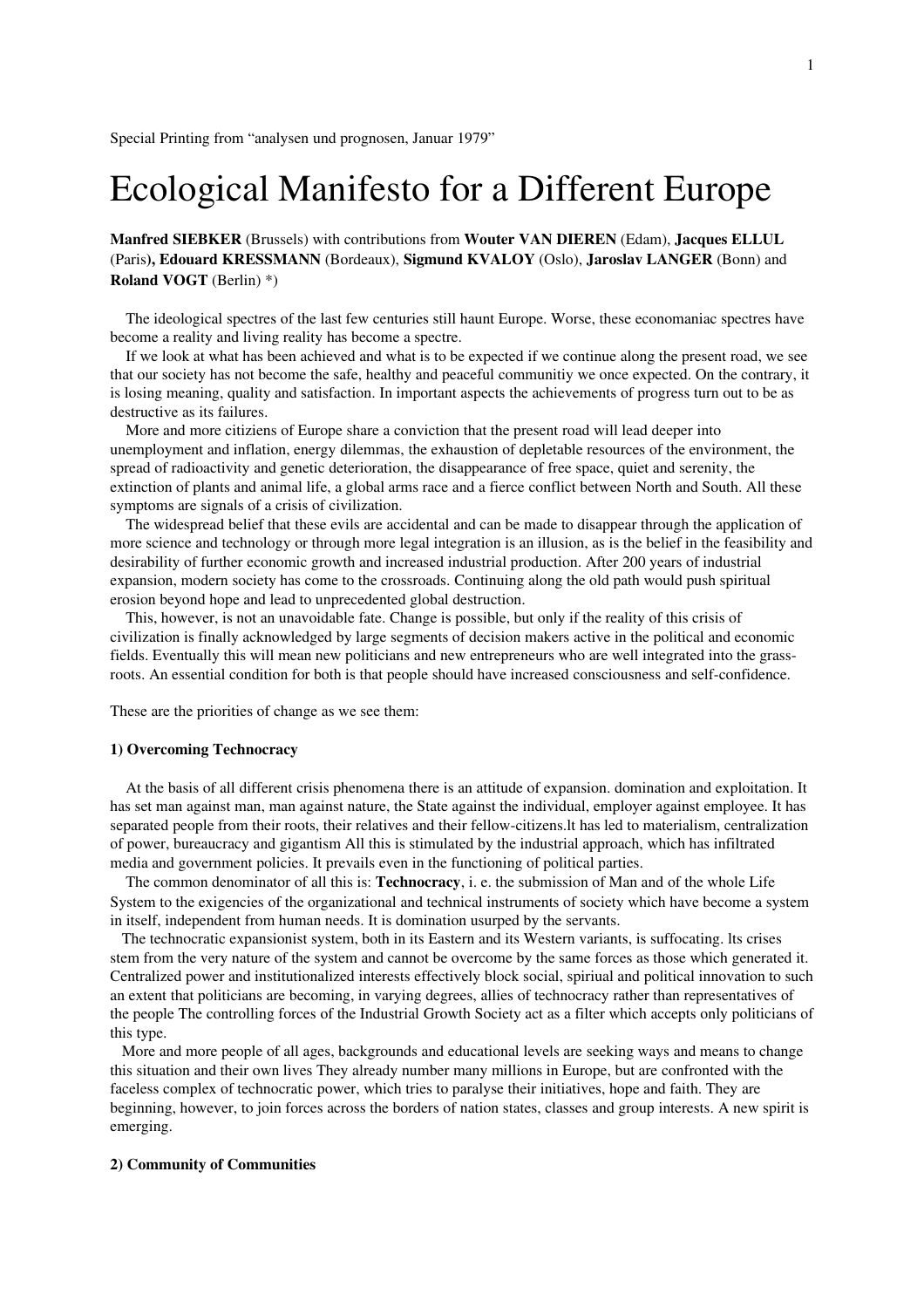Special Printing from "analysen und prognosen, Januar 1979"

# Ecological Manifesto for a Different Europe

**Manfred SIEBKER** (Brussels) with contributions from **Wouter VAN DIEREN** (Edam), **Jacques ELLUL** (Paris**), Edouard KRESSMANN** (Bordeaux), **Sigmund KVALOY** (Oslo), **Jaroslav LANGER** (Bonn) and **Roland VOGT** (Berlin) *)

The ideological spectres of the last few centuries still haunt Europe. Worse, these economaniac spectres have become a reality and living reality has become a spectre.

If we look at what has been achieved and what is to be expected if we continue along the present road, we see that our society has not become the safe, healthy and peaceful communitiy we once expected. On the contrary, it is losing meaning, quality and satisfaction. In important aspects the achievements of progress turn out to be as destructive as its failures.

More and more citiziens of Europe share a conviction that the present road will lead deeper into unemployment and inflation, energy dilemmas, the exhaustion of depletable resources of the environment, the spread of radioactivity and genetic deterioration, the disappearance of free space, quiet and serenity, the extinction of plants and animal life, a global arms race and a fierce conflict between North and South. All these symptoms are signals of a crisis of civilization.

The widespread belief that these evils are accidental and can be made to disappear through the application of more science and technology or through more legal integration is an illusion, as is the belief in the feasibility and desirability of further economic growth and increased industrial production. After 200 years of industrial expansion, modern society has come to the crossroads. Continuing along the old path would push spiritual erosion beyond hope and lead to unprecedented global destruction.

This, however, is not an unavoidable fate. Change is possible, but only if the reality of this crisis of civilization is finally acknowledged by large segments of decision makers active in the political and economic fields. Eventually this will mean new politicians and new entrepreneurs who are well integrated into the grass-roots. An essential condition for both is that people should have increased consciousness and self-confidence.

These are the priorities of change as we see them:

#### 1) Overcoming Technocracy

At the basis of all different crisis phenomena there is an attitude of expansion. domination and exploitation. It has set man against man, man against nature, the State against the individual, employer against employee. It has separated people from their roots, their relatives and their fellow-citizens.lt has led to materialism, centralization of power, bureaucracy and gigantism All this is stimulated by the industrial approach, which has infiltrated media and government policies. It prevails even in the functioning of political parties.

The common denominator of all this is: **Technocracy**, i. e. the submission of Man and of the whole Life System to the exigencies of the organizational and technical instruments of society which have become a system in itself, independent from human needs. It is domination usurped by the servants.

The technocratic expansionist system, both in its Eastern and its Western variants, is suffocating. lts crises stem from the very nature of the system and cannot be overcome by the same forces as those which generated it. Centralized power and institutionalized interests effectively block social, spiriual and political innovation to such an extent that politicians are becoming, in varying degrees, allies of technocracy rather than representatives of the people The controlling forces of the Industrial Growth Society act as a filter which accepts only politicians of this type.

More and more people of all ages, backgrounds and educational levels are seeking ways and means to change this situation and their own lives They already number many millions in Europe, but are confronted with the faceless complex of technocratic power, which tries to paralyse their initiatives, hope and faith. They are beginning, however, to join forces across the borders of nation states, classes and group interests. A new spirit is emerging.

#### 2) Community of Communities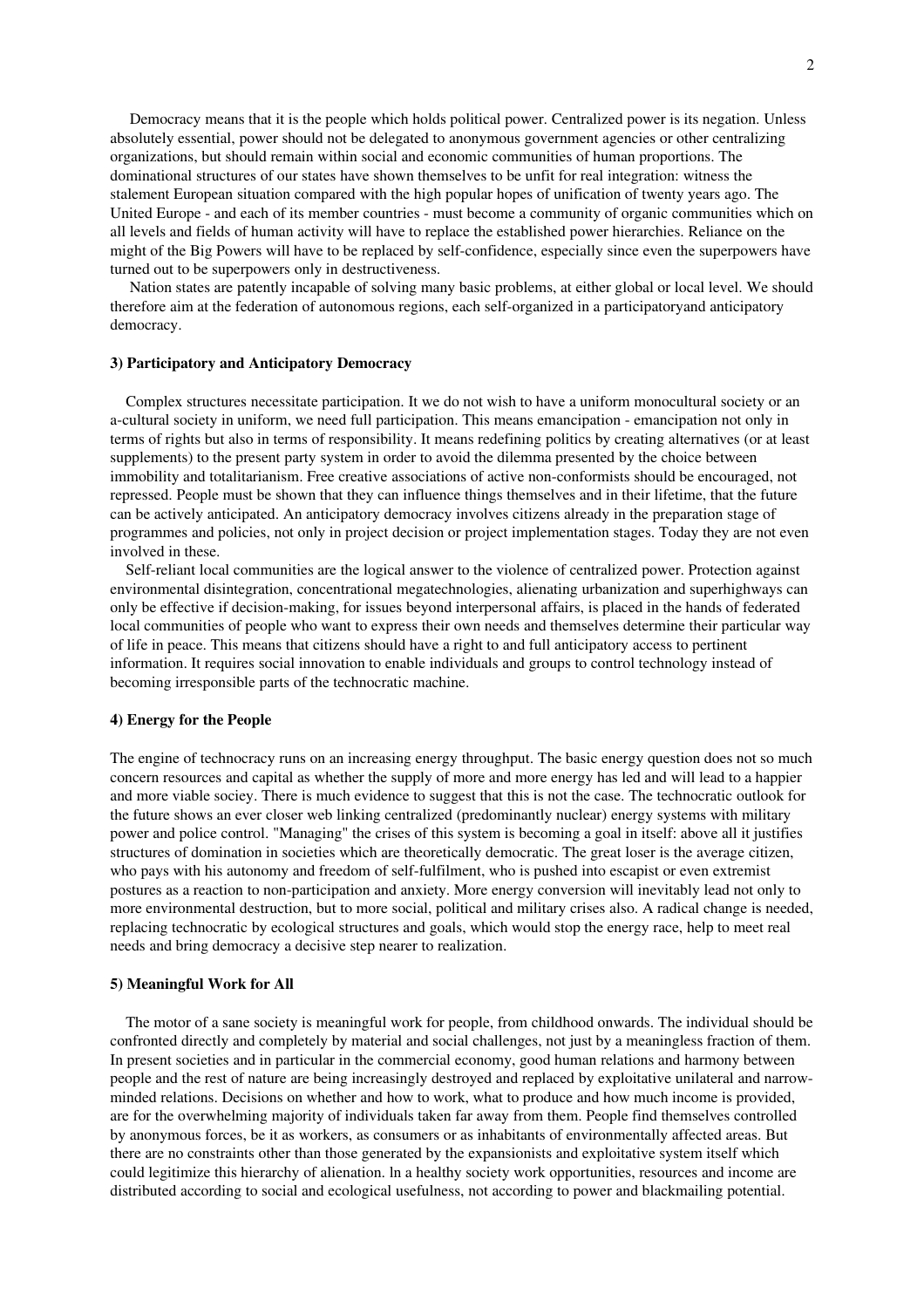Democracy means that it is the people which holds political power. Centralized power is its negation. Unless absolutely essential, power should not be delegated to anonymous government agencies or other centralizing organizations, but should remain within social and economic communities of human proportions. The dominational structures of our states have shown themselves to be unfit for real integration: witness the stalement European situation compared with the high popular hopes of unification of twenty years ago. The United Europe - and each of its member countries - must become a community of organic communities which on all levels and fields of human activity will have to replace the established power hierarchies. Reliance on the might of the Big Powers will have to be replaced by self-confidence, especially since even the superpowers have turned out to be superpowers only in destructiveness.

Nation states are patently incapable of solving many basic problems, at either global or local level. We should therefore aim at the federation of autonomous regions, each self-organized in a participatoryand anticipatory democracy.

### 3) Participatory and Anticipatory Democracy

Complex structures necessitate participation. It we do not wish to have a uniform monocultural society or an a-cultural society in uniform, we need full participation. This means emancipation - emancipation not only in terms of rights but also in terms of responsibility. It means redefining politics by creating alternatives (or at least supplements) to the present party system in order to avoid the dilemma presented by the choice between immobility and totalitarianism. Free creative associations of active non-conformists should be encouraged, not repressed. People must be shown that they can influence things themselves and in their lifetime, that the future can be actively anticipated. An anticipatory democracy involves citizens already in the preparation stage of programmes and policies, not only in project decision or project implementation stages. Today they are not even involved in these.

Self-reliant local communities are the logical answer to the violence of centralized power. Protection against environmental disintegration, concentrational megatechnologies, alienating urbanization and superhighways can only be effective if decision-making, for issues beyond interpersonal affairs, is placed in the hands of federated local communities of people who want to express their own needs and themselves determine their particular way of life in peace. This means that citizens should have a right to and full anticipatory access to pertinent information. It requires social innovation to enable individuals and groups to control technology instead of becoming irresponsible parts of the technocratic machine.

### 4) Energy for the People

The engine of technocracy runs on an increasing energy throughput. The basic energy question does not so much concern resources and capital as whether the supply of more and more energy has led and will lead to a happier and more viable sociey. There is much evidence to suggest that this is not the case. The technocratic outlook for the future shows an ever closer web linking centralized (predominantly nuclear) energy systems with military power and police control. "Managing" the crises of this system is becoming a goal in itself: above all it justifies structures of domination in societies which are theoretically democratic. The great loser is the average citizen, who pays with his autonomy and freedom of self-fulfilment, who is pushed into escapist or even extremist postures as a reaction to non-participation and anxiety. More energy conversion will inevitably lead not only to more environmental destruction, but to more social, political and military crises also. A radical change is needed, replacing technocratic by ecological structures and goals, which would stop the energy race, help to meet real needs and bring democracy a decisive step nearer to realization.

### 5) Meaningful Work for All

The motor of a sane society is meaningful work for people, from childhood onwards. The individual should be confronted directly and completely by material and social challenges, not just by a meaningless fraction of them. In present societies and in particular in the commercial economy, good human relations and harmony between people and the rest of nature are being increasingly destroyed and replaced by exploitative unilateral and narrow-minded relations. Decisions on whether and how to work, what to produce and how much income is provided, are for the overwhelming majority of individuals taken far away from them. People find themselves controlled by anonymous forces, be it as workers, as consumers or as inhabitants of environmentally affected areas. But there are no constraints other than those generated by the expansionists and exploitative system itself which could legitimize this hierarchy of alienation. ln a healthy society work opportunities, resources and income are distributed according to social and ecological usefulness, not according to power and blackmailing potential.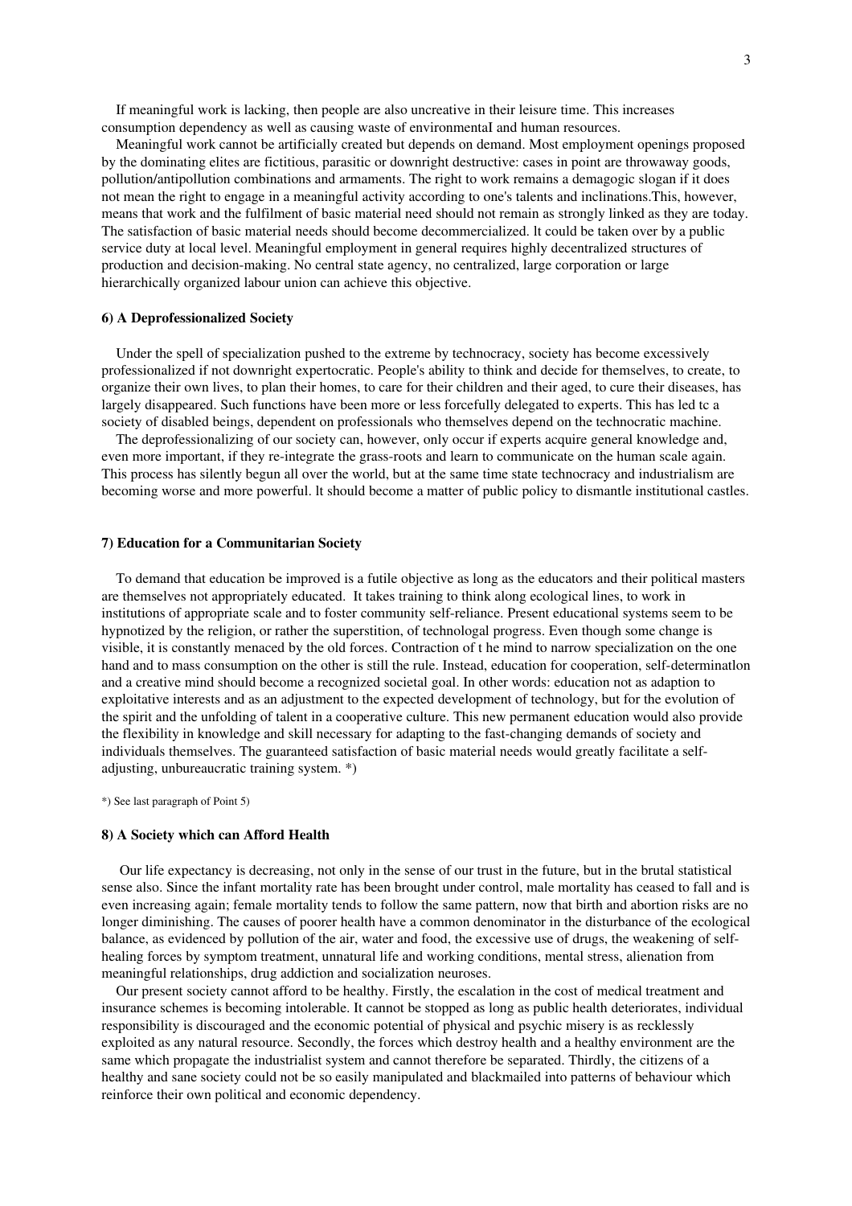If meaningful work is lacking, then people are also uncreative in their leisure time. This increases consumption dependency as well as causing waste of environmental and human resources.

Meaningful work cannot be artificially created but depends on demand. Most employment openings proposed by the dominating elites are fictitious, parasitic or downright destructive: cases in point are throwaway goods, pollution/antipollution combinations and armaments. The right to work remains a demagogic slogan if it does not mean the right to engage in a meaningful activity according to one's talents and inclinations.This, however, means that work and the fulfilment of basic material need should not remain as strongly linked as they are today. The satisfaction of basic material needs should become decommercialized. lt could be taken over by a public service duty at local level. Meaningful employment in general requires highly decentralized structures of production and decision-making. No central state agency, no centralized, large corporation or large hierarchically organized labour union can achieve this objective.

**6) A Deprofessionalized Society**

Under the spell of specialization pushed to the extreme by technocracy, society has become excessively professionalized if not downright expertocratic. People's ability to think and decide for themselves, to create, to organize their own lives, to plan their homes, to care for their children and their aged, to cure their diseases, has largely disappeared. Such functions have been more or less forcefully delegated to experts. This has led tc a society of disabled beings, dependent on professionals who themselves depend on the technocratic machine.

The deprofessionalizing of our society can, however, only occur if experts acquire general knowledge and, even more important, if they re-integrate the grass-roots and learn to communicate on the human scale again. This process has silently begun all over the world, but at the same time state technocracy and industrialism are becoming worse and more powerful. lt should become a matter of public policy to dismantle institutional castles.

**7) Education for a Communitarian Society**

To demand that education be improved is a futile objective as long as the educators and their political masters are themselves not appropriately educated. It takes training to think along ecological lines, to work in institutions of appropriate scale and to foster community self-reliance. Present educational systems seem to be hypnotized by the religion, or rather the superstition, of technologal progress. Even though some change is visible, it is constantly menaced by the old forces. Contraction of t he mind to narrow specialization on the one hand and to mass consumption on the other is still the rule. Instead, education for cooperation, self-determinatlon and a creative mind should become a recognized societal goal. In other words: education not as adaption to exploitative interests and as an adjustment to the expected development of technology, but for the evolution of the spirit and the unfolding of talent in a cooperative culture. This new permanent education would also provide the flexibility in knowledge and skill necessary for adapting to the fast-changing demands of society and individuals themselves. The guaranteed satisfaction of basic material needs would greatly facilitate a self-adjusting, unbureaucratic training system. *)

*) See last paragraph of Point 5)

**8) A Society which can Afford Health**

Our life expectancy is decreasing, not only in the sense of our trust in the future, but in the brutal statistical sense also. Since the infant mortality rate has been brought under control, male mortality has ceased to fall and is even increasing again; female mortality tends to follow the same pattern, now that birth and abortion risks are no longer diminishing. The causes of poorer health have a common denominator in the disturbance of the ecological balance, as evidenced by pollution of the air, water and food, the excessive use of drugs, the weakening of self-healing forces by symptom treatment, unnatural life and working conditions, mental stress, alienation from meaningful relationships, drug addiction and socialization neuroses.

Our present society cannot afford to be healthy. Firstly, the escalation in the cost of medical treatment and insurance schemes is becoming intolerable. It cannot be stopped as long as public health deteriorates, individual responsibility is discouraged and the economic potential of physical and psychic misery is as recklessly exploited as any natural resource. Secondly, the forces which destroy health and a healthy environment are the same which propagate the industrialist system and cannot therefore be separated. Thirdly, the citizens of a healthy and sane society could not be so easily manipulated and blackmailed into patterns of behaviour which reinforce their own political and economic dependency.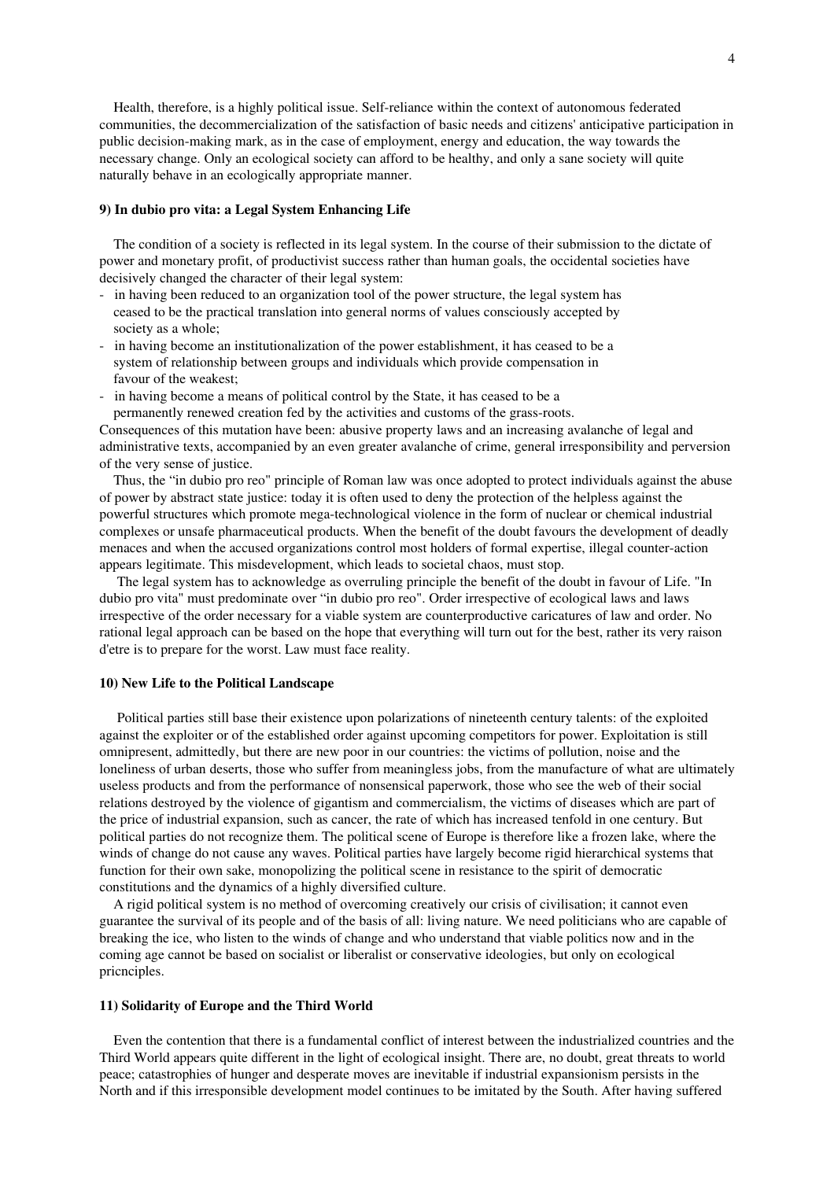Health, therefore, is a highly political issue. Self-reliance within the context of autonomous federated communities, the decommercialization of the satisfaction of basic needs and citizens' anticipative participation in public decision-making mark, as in the case of employment, energy and education, the way towards the necessary change. Only an ecological society can afford to be healthy, and only a sane society will quite naturally behave in an ecologically appropriate manner.

#### 9) In dubio pro vita: a Legal System Enhancing Life

The condition of a society is reflected in its legal system. In the course of their submission to the dictate of power and monetary profit, of productivist success rather than human goals, the occidental societies have decisively changed the character of their legal system:

- in having been reduced to an organization tool of the power structure, the legal system has ceased to be the practical translation into general norms of values consciously accepted by society as a whole;
- in having become an institutionalization of the power establishment, it has ceased to be a system of relationship between groups and individuals which provide compensation in favour of the weakest;
- in having become a means of political control by the State, it has ceased to be a permanently renewed creation fed by the activities and customs of the grass-roots.

Consequences of this mutation have been: abusive property laws and an increasing avalanche of legal and administrative texts, accompanied by an even greater avalanche of crime, general irresponsibility and perversion of the very sense of justice.

Thus, the "in dubio pro reo" principle of Roman law was once adopted to protect individuals against the abuse of power by abstract state justice: today it is often used to deny the protection of the helpless against the powerful structures which promote mega-technological violence in the form of nuclear or chemical industrial complexes or unsafe pharmaceutical products. When the benefit of the doubt favours the development of deadly menaces and when the accused organizations control most holders of formal expertise, illegal counter-action appears legitimate. This misdevelopment, which leads to societal chaos, must stop.

The legal system has to acknowledge as overruling principle the benefit of the doubt in favour of Life. "In dubio pro vita" must predominate over "in dubio pro reo". Order irrespective of ecological laws and laws irrespective of the order necessary for a viable system are counterproductive caricatures of law and order. No rational legal approach can be based on the hope that everything will turn out for the best, rather its very raison d'etre is to prepare for the worst. Law must face reality.

#### 10) New Life to the Political Landscape

Political parties still base their existence upon polarizations of nineteenth century talents: of the exploited against the exploiter or of the established order against upcoming competitors for power. Exploitation is still omnipresent, admittedly, but there are new poor in our countries: the victims of pollution, noise and the loneliness of urban deserts, those who suffer from meaningless jobs, from the manufacture of what are ultimately useless products and from the performance of nonsensical paperwork, those who see the web of their social relations destroyed by the violence of gigantism and commercialism, the victims of diseases which are part of the price of industrial expansion, such as cancer, the rate of which has increased tenfold in one century. But political parties do not recognize them. The political scene of Europe is therefore like a frozen lake, where the winds of change do not cause any waves. Political parties have largely become rigid hierarchical systems that function for their own sake, monopolizing the political scene in resistance to the spirit of democratic constitutions and the dynamics of a highly diversified culture.

A rigid political system is no method of overcoming creatively our crisis of civilisation; it cannot even guarantee the survival of its people and of the basis of all: living nature. We need politicians who are capable of breaking the ice, who listen to the winds of change and who understand that viable politics now and in the coming age cannot be based on socialist or liberalist or conservative ideologies, but only on ecological pricnciples.

#### 11) Solidarity of Europe and the Third World

Even the contention that there is a fundamental conflict of interest between the industrialized countries and the Third World appears quite different in the light of ecological insight. There are, no doubt, great threats to world peace; catastrophies of hunger and desperate moves are inevitable if industrial expansionism persists in the North and if this irresponsible development model continues to be imitated by the South. After having suffered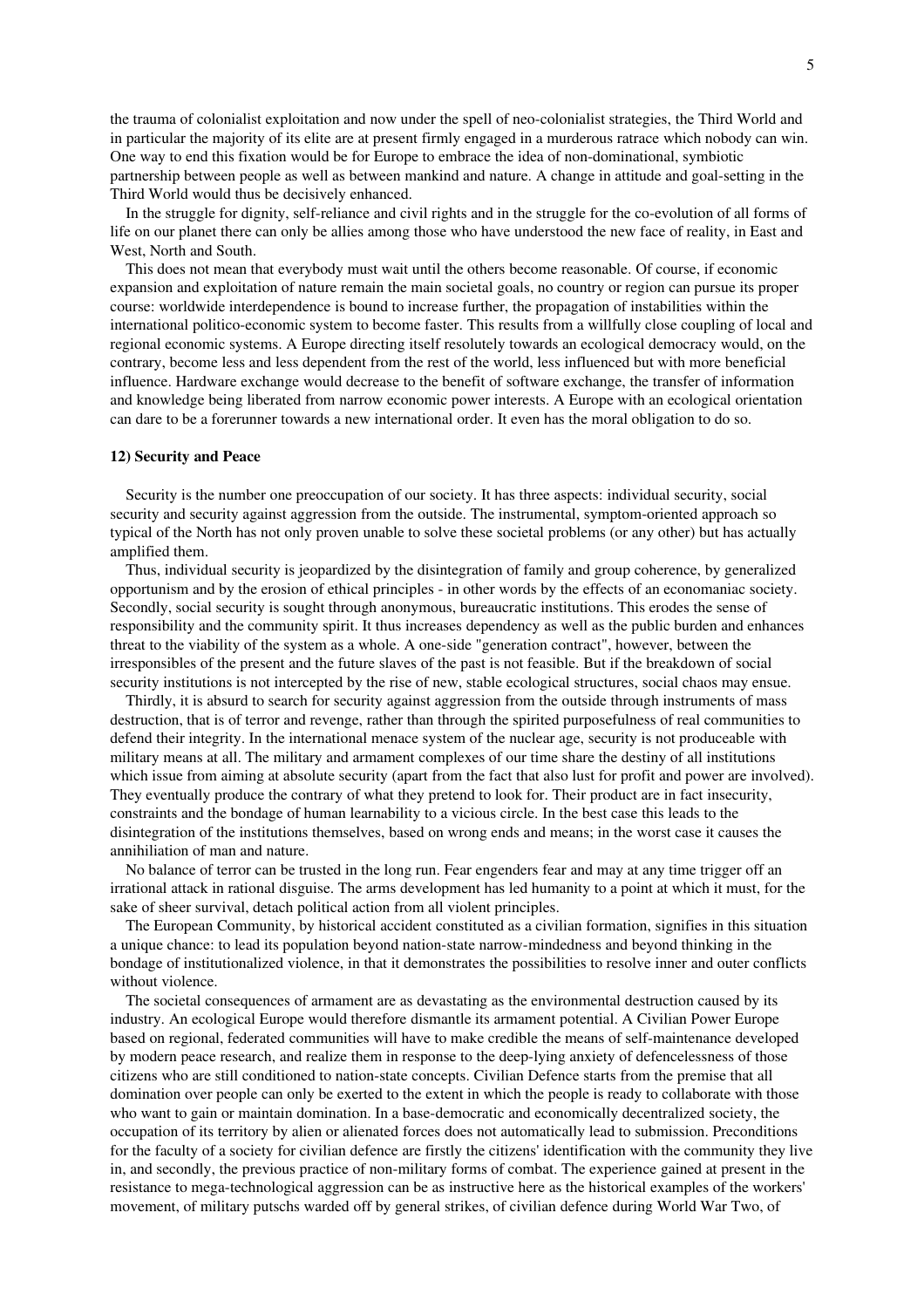the trauma of colonialist exploitation and now under the spell of neo-colonialist strategies, the Third World and in particular the majority of its elite are at present firmly engaged in a murderous ratrace which nobody can win. One way to end this fixation would be for Europe to embrace the idea of non-dominational, symbiotic partnership between people as well as between mankind and nature. A change in attitude and goal-setting in the Third World would thus be decisively enhanced.

In the struggle for dignity, self-reliance and civil rights and in the struggle for the co-evolution of all forms of life on our planet there can only be allies among those who have understood the new face of reality, in East and West, North and South.

This does not mean that everybody must wait until the others become reasonable. Of course, if economic expansion and exploitation of nature remain the main societal goals, no country or region can pursue its proper course: worldwide interdependence is bound to increase further, the propagation of instabilities within the international politico-economic system to become faster. This results from a willfully close coupling of local and regional economic systems. A Europe directing itself resolutely towards an ecological democracy would, on the contrary, become less and less dependent from the rest of the world, less influenced but with more beneficial influence. Hardware exchange would decrease to the benefit of software exchange, the transfer of information and knowledge being liberated from narrow economic power interests. A Europe with an ecological orientation can dare to be a forerunner towards a new international order. It even has the moral obligation to do so.

**12) Security and Peace**

Security is the number one preoccupation of our society. It has three aspects: individual security, social security and security against aggression from the outside. The instrumental, symptom-oriented approach so typical of the North has not only proven unable to solve these societal problems (or any other) but has actually amplified them.

Thus, individual security is jeopardized by the disintegration of family and group coherence, by generalized opportunism and by the erosion of ethical principles - in other words by the effects of an economaniac society. Secondly, social security is sought through anonymous, bureaucratic institutions. This erodes the sense of responsibility and the community spirit. It thus increases dependency as well as the public burden and enhances threat to the viability of the system as a whole. A one-side "generation contract", however, between the irresponsibles of the present and the future slaves of the past is not feasible. But if the breakdown of social security institutions is not intercepted by the rise of new, stable ecological structures, social chaos may ensue.

Thirdly, it is absurd to search for security against aggression from the outside through instruments of mass destruction, that is of terror and revenge, rather than through the spirited purposefulness of real communities to defend their integrity. In the international menace system of the nuclear age, security is not produceable with military means at all. The military and armament complexes of our time share the destiny of all institutions which issue from aiming at absolute security (apart from the fact that also lust for profit and power are involved). They eventually produce the contrary of what they pretend to look for. Their product are in fact insecurity, constraints and the bondage of human learnability to a vicious circle. In the best case this leads to the disintegration of the institutions themselves, based on wrong ends and means; in the worst case it causes the annihiliation of man and nature.

No balance of terror can be trusted in the long run. Fear engenders fear and may at any time trigger off an irrational attack in rational disguise. The arms development has led humanity to a point at which it must, for the sake of sheer survival, detach political action from all violent principles.

The European Community, by historical accident constituted as a civilian formation, signifies in this situation a unique chance: to lead its population beyond nation-state narrow-mindedness and beyond thinking in the bondage of institutionalized violence, in that it demonstrates the possibilities to resolve inner and outer conflicts without violence.

The societal consequences of armament are as devastating as the environmental destruction caused by its industry. An ecological Europe would therefore dismantle its armament potential. A Civilian Power Europe based on regional, federated communities will have to make credible the means of self-maintenance developed by modern peace research, and realize them in response to the deep-lying anxiety of defencelessness of those citizens who are still conditioned to nation-state concepts. Civilian Defence starts from the premise that all domination over people can only be exerted to the extent in which the people is ready to collaborate with those who want to gain or maintain domination. In a base-democratic and economically decentralized society, the occupation of its territory by alien or alienated forces does not automatically lead to submission. Preconditions for the faculty of a society for civilian defence are firstly the citizens' identification with the community they live in, and secondly, the previous practice of non-military forms of combat. The experience gained at present in the resistance to mega-technological aggression can be as instructive here as the historical examples of the workers' movement, of military putschs warded off by general strikes, of civilian defence during World War Two, of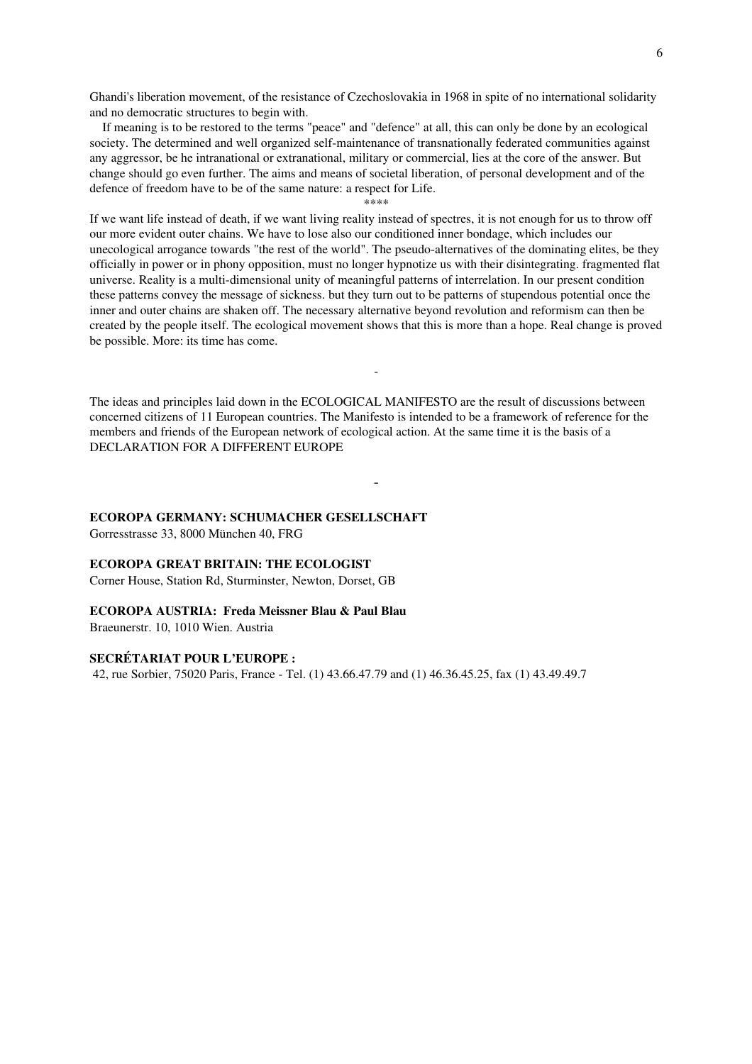Ghandi's liberation movement, of the resistance of Czechoslovakia in 1968 in spite of no international solidarity and no democratic structures to begin with.

If meaning is to be restored to the terms "peace" and "defence" at all, this can only be done by an ecological society. The determined and well organized self-maintenance of transnationally federated communities against any aggressor, be he intranational or extranational, military or commercial, lies at the core of the answer. But change should go even further. The aims and means of societal liberation, of personal development and of the defence of freedom have to be of the same nature: a respect for Life.

\*\*\*\*

If we want life instead of death, if we want living reality instead of spectres, it is not enough for us to throw off our more evident outer chains. We have to lose also our conditioned inner bondage, which includes our unecological arrogance towards "the rest of the world". The pseudo-alternatives of the dominating elites, be they officially in power or in phony opposition, must no longer hypnotize us with their disintegrating. fragmented flat universe. Reality is a multi-dimensional unity of meaningful patterns of interrelation. In our present condition these patterns convey the message of sickness. but they turn out to be patterns of stupendous potential once the inner and outer chains are shaken off. The necessary alternative beyond revolution and reformism can then be created by the people itself. The ecological movement shows that this is more than a hope. Real change is proved be possible. More: its time has come.

-

The ideas and principles laid down in the ECOLOGICAL MANIFESTO are the result of discussions between concerned citizens of 11 European countries. The Manifesto is intended to be a framework of reference for the members and friends of the European network of ecological action. At the same time it is the basis of a DECLARATION FOR A DIFFERENT EUROPE

-

**ECOROPA GERMANY: SCHUMACHER GESELLSCHAFT**
Gorresstrasse 33, 8000 München 40, FRG

**ECOROPA GREAT BRITAIN: THE ECOLOGIST**
Corner House, Station Rd, Sturminster, Newton, Dorset, GB

**ECOROPA AUSTRIA: Freda Meissner Blau & Paul Blau**
Braeunerstr. 10, 1010 Wien. Austria

**SECRÉTARIAT POUR L'EUROPE :**
42, rue Sorbier, 75020 Paris, France - Tel. (1) 43.66.47.79 and (1) 46.36.45.25, fax (1) 43.49.49.7